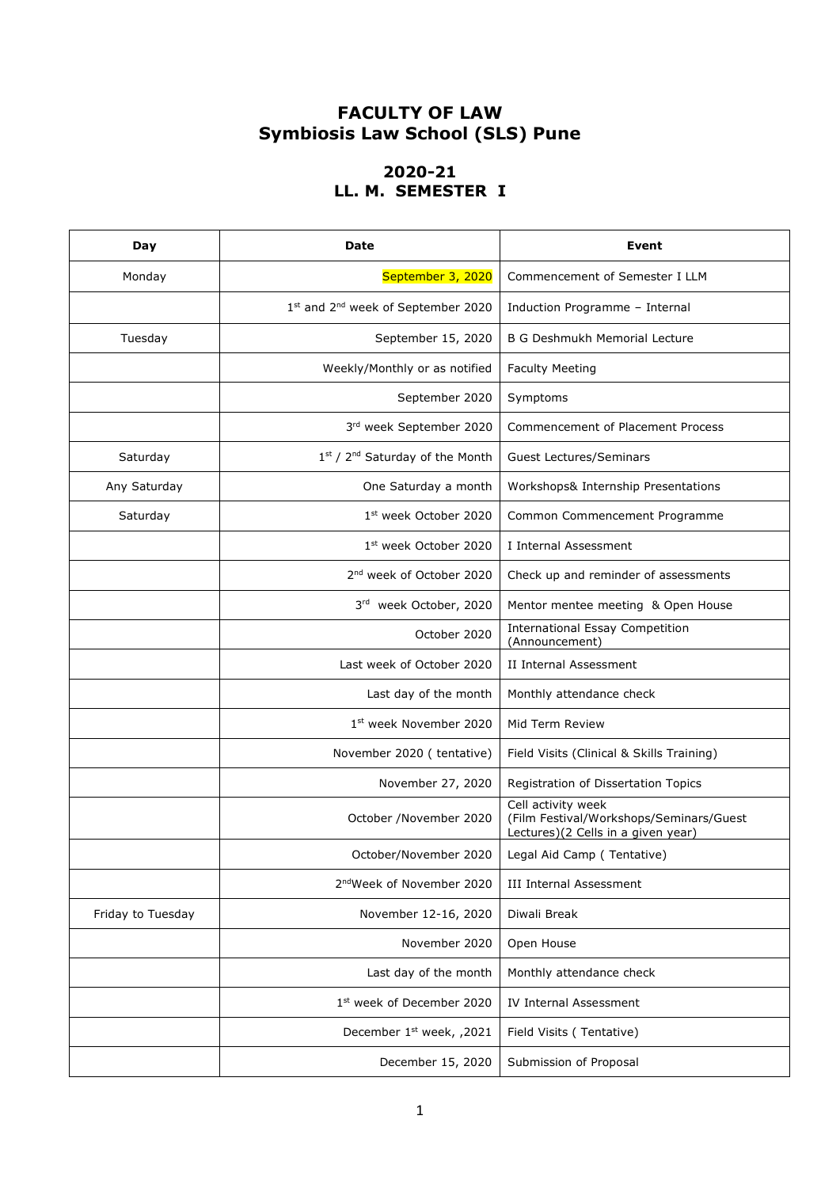# FACULTY OF LAW
## Symbiosis Law School (SLS) Pune

## 2020-21
## LL. M. SEMESTER I

| Day | Date | Event |
|---|---|---|
| Monday | September 3, 2020 | Commencement of Semester I LLM |
| | 1st and 2nd week of September 2020 | Induction Programme – Internal |
| Tuesday | September 15, 2020 | B G Deshmukh Memorial Lecture |
| | Weekly/Monthly or as notified | Faculty Meeting |
| | September 2020 | Symptoms |
| | 3rd week September 2020 | Commencement of Placement Process |
| Saturday | 1st / 2nd Saturday of the Month | Guest Lectures/Seminars |
| Any Saturday | One Saturday a month | Workshops& Internship Presentations |
| Saturday | 1st week October 2020 | Common Commencement Programme |
| | 1st week October 2020 | I Internal Assessment |
| | 2nd week of October 2020 | Check up and reminder of assessments |
| | 3rd week October, 2020 | Mentor mentee meeting & Open House |
| | October 2020 | International Essay Competition (Announcement) |
| | Last week of October 2020 | II Internal Assessment |
| | Last day of the month | Monthly attendance check |
| | 1st week November 2020 | Mid Term Review |
| | November 2020 ( tentative) | Field Visits (Clinical & Skills Training) |
| | November 27, 2020 | Registration of Dissertation Topics |
| | October /November 2020 | Cell activity week (Film Festival/Workshops/Seminars/Guest Lectures)(2 Cells in a given year) |
| | October/November 2020 | Legal Aid Camp ( Tentative) |
| | 2ndWeek of November 2020 | III Internal Assessment |
| Friday to Tuesday | November 12-16, 2020 | Diwali Break |
| | November 2020 | Open House |
| | Last day of the month | Monthly attendance check |
| | 1st week of December 2020 | IV Internal Assessment |
| | December 1st week, ,2021 | Field Visits ( Tentative) |
| | December 15, 2020 | Submission of Proposal |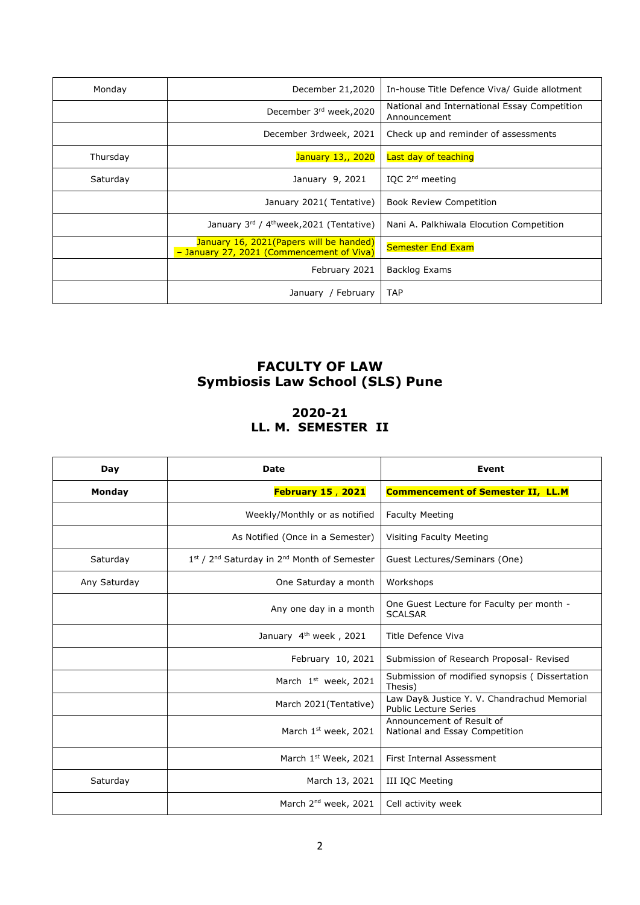| | | |
|---|---|---|
| Monday | December 21,2020 | In-house Title Defence Viva/ Guide allotment |
| | December 3rd week,2020 | National and International Essay Competition Announcement |
| | December 3rdweek, 2021 | Check up and reminder of assessments |
| Thursday | January 13,, 2020 | Last day of teaching |
| Saturday | January 9, 2021 | IQC 2nd meeting |
| | January 2021( Tentative) | Book Review Competition |
| | January 3rd / 4thweek,2021 (Tentative) | Nani A. Palkhiwala Elocution Competition |
| | January 16, 2021(Papers will be handed) – January 27, 2021 (Commencement of Viva) | Semester End Exam |
| | February 2021 | Backlog Exams |
| | January / February | TAP |

## FACULTY OF LAW
## Symbiosis Law School (SLS) Pune

### 2020-21
### LL. M. SEMESTER II

| Day | Date | Event |
|---|---|---|
| **Monday** | **February 15 , 2021** | **Commencement of Semester II, LL.M** |
| | Weekly/Monthly or as notified | Faculty Meeting |
| | As Notified (Once in a Semester) | Visiting Faculty Meeting |
| Saturday | 1st / 2nd Saturday in 2nd Month of Semester | Guest Lectures/Seminars (One) |
| Any Saturday | One Saturday a month | Workshops |
| | Any one day in a month | One Guest Lecture for Faculty per month - SCALSAR |
| | January 4th week , 2021 | Title Defence Viva |
| | February 10, 2021 | Submission of Research Proposal- Revised |
| | March 1st week, 2021 | Submission of modified synopsis ( Dissertation Thesis) |
| | March 2021(Tentative) | Law Day& Justice Y. V. Chandrachud Memorial Public Lecture Series |
| | March 1st week, 2021 | Announcement of Result of National and Essay Competition |
| | March 1st Week, 2021 | First Internal Assessment |
| Saturday | March 13, 2021 | III IQC Meeting |
| | March 2nd week, 2021 | Cell activity week |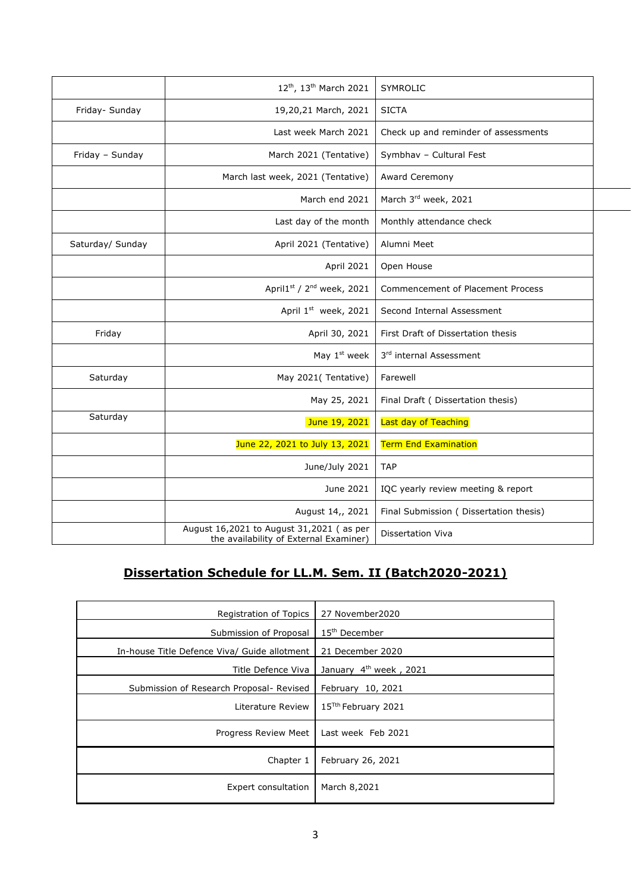| | | |
|---|---|---|
| | 12th, 13th March 2021 | SYMROLIC |
| Friday- Sunday | 19,20,21 March, 2021 | SICTA |
| | Last week March 2021 | Check up and reminder of assessments |
| Friday – Sunday | March 2021 (Tentative) | Symbhav – Cultural Fest |
| | March last week, 2021 (Tentative) | Award Ceremony |
| | March end 2021 | March 3rd week, 2021 |
| | Last day of the month | Monthly attendance check |
| Saturday/ Sunday | April 2021 (Tentative) | Alumni Meet |
| | April 2021 | Open House |
| | April1st / 2nd week, 2021 | Commencement of Placement Process |
| | April 1st week, 2021 | Second Internal Assessment |
| Friday | April 30, 2021 | First Draft of Dissertation thesis |
| | May 1st week | 3rd internal Assessment |
| Saturday | May 2021( Tentative) | Farewell |
| | May 25, 2021 | Final Draft ( Dissertation thesis) |
| Saturday | June 19, 2021 | Last day of Teaching |
| | June 22, 2021 to July 13, 2021 | Term End Examination |
| | June/July 2021 | TAP |
| | June 2021 | IQC yearly review meeting & report |
| | August 14,, 2021 | Final Submission ( Dissertation thesis) |
| | August 16,2021 to August 31,2021 ( as per the availability of External Examiner) | Dissertation Viva |

## Dissertation Schedule for LL.M. Sem. II (Batch2020-2021)

| | |
|---|---|
| Registration of Topics | 27 November2020 |
| Submission of Proposal | 15th December |
| In-house Title Defence Viva/ Guide allotment | 21 December 2020 |
| Title Defence Viva | January 4th week , 2021 |
| Submission of Research Proposal- Revised | February 10, 2021 |
| Literature Review | 15Tth February 2021 |
| Progress Review Meet | Last week Feb 2021 |
| Chapter 1 | February 26, 2021 |
| Expert consultation | March 8,2021 |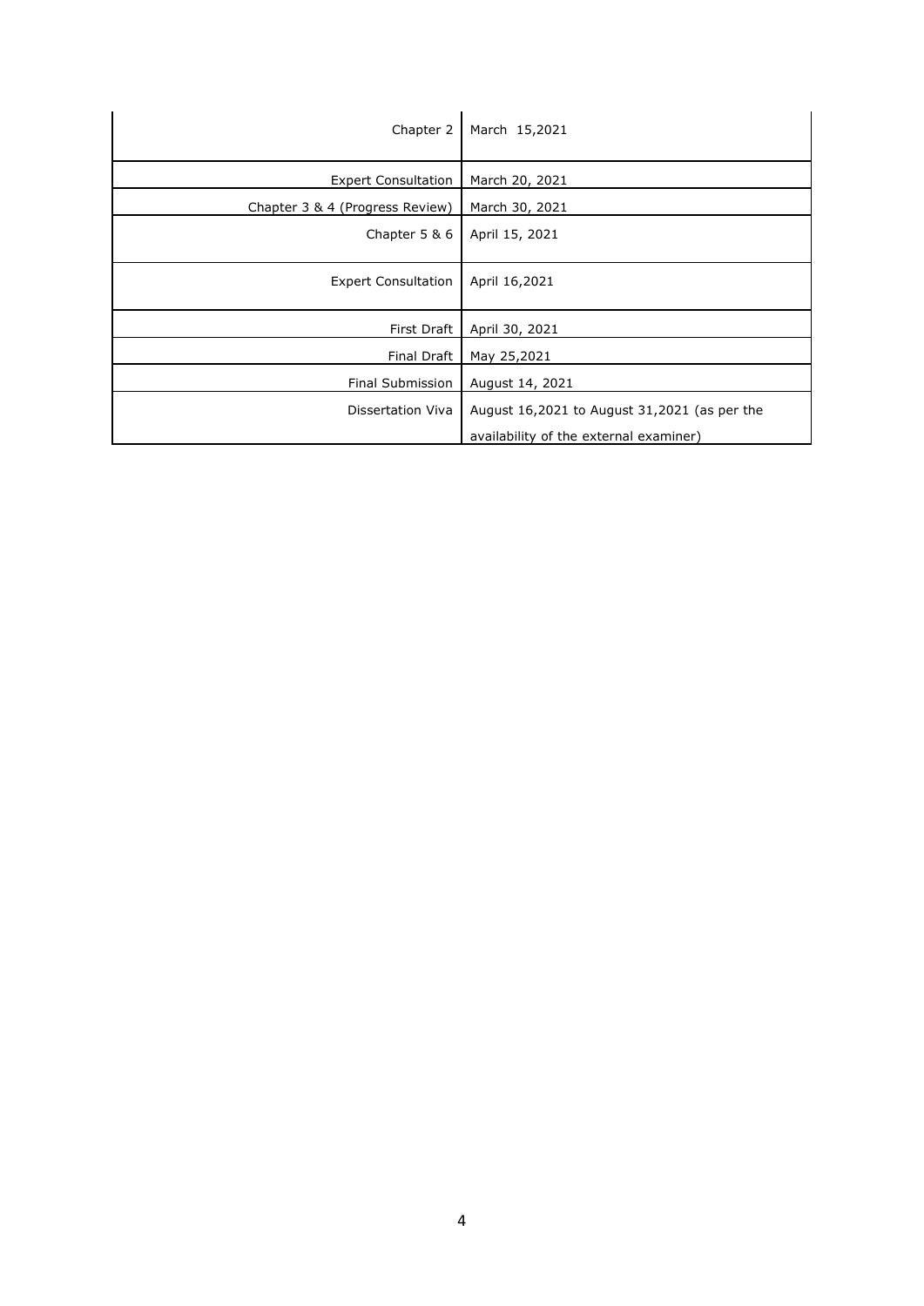| | |
|---|---|
| Chapter 2 | March 15,2021 |
| Expert Consultation | March 20, 2021 |
| Chapter 3 & 4 (Progress Review) | March 30, 2021 |
| Chapter 5 & 6 | April 15, 2021 |
| Expert Consultation | April 16,2021 |
| First Draft | April 30, 2021 |
| Final Draft | May 25,2021 |
| Final Submission | August 14, 2021 |
| Dissertation Viva | August 16,2021 to August 31,2021 (as per the availability of the external examiner) |